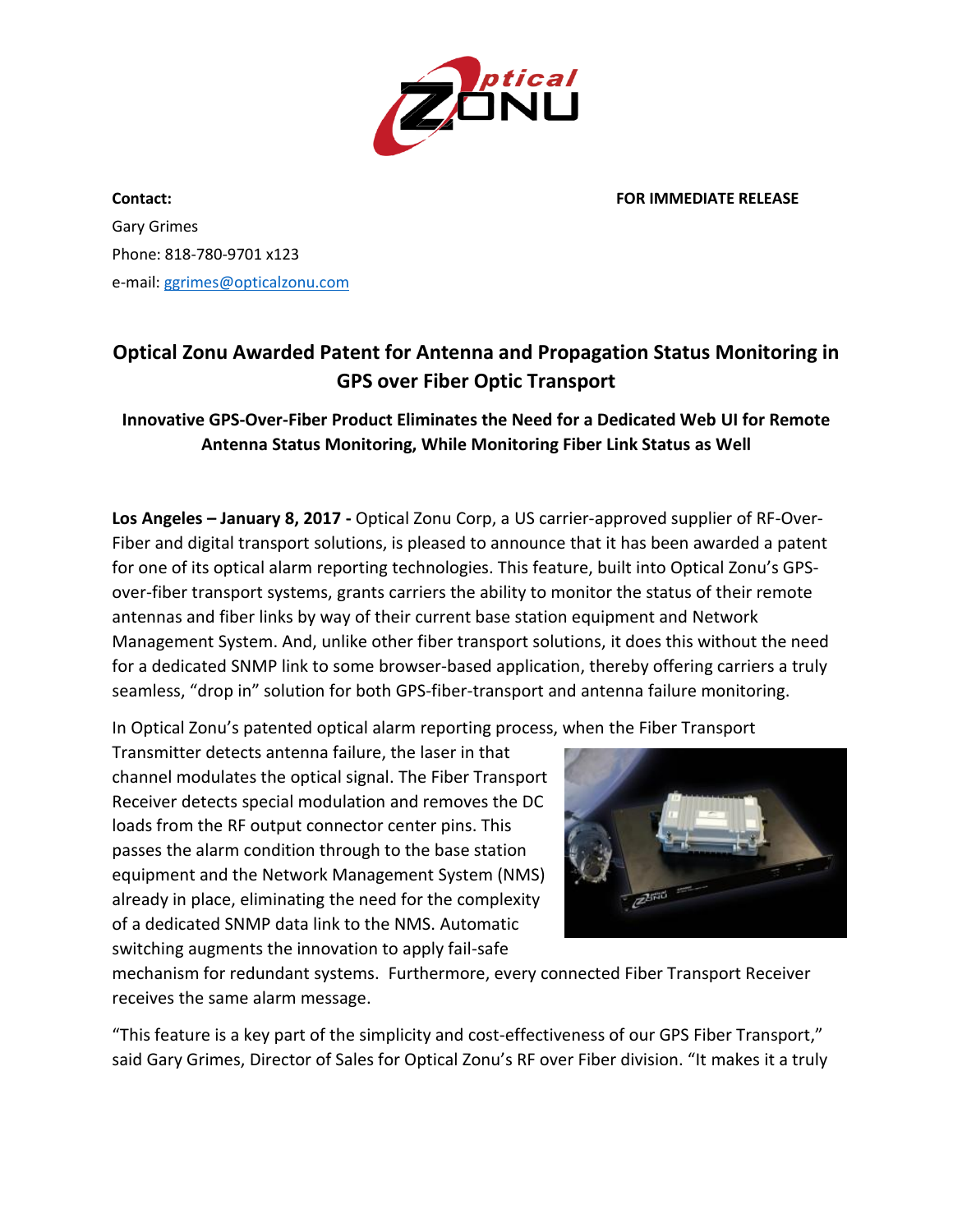**Contact:**

Gary Grimes

Phone: 818-780-9701 x123

e-mail: ggrimes@opticalzonu.com

**FOR IMMEDIATE RELEASE**

## Optical Zonu Awarded Patent for Antenna and Propagation Status Monitoring in GPS over Fiber Optic Transport

### Innovative GPS-Over-Fiber Product Eliminates the Need for a Dedicated Web UI for Remote Antenna Status Monitoring, While Monitoring Fiber Link Status as Well

**Los Angeles – January 8, 2017 -** Optical Zonu Corp, a US carrier-approved supplier of RF-Over-Fiber and digital transport solutions, is pleased to announce that it has been awarded a patent for one of its optical alarm reporting technologies. This feature, built into Optical Zonu's GPS-over-fiber transport systems, grants carriers the ability to monitor the status of their remote antennas and fiber links by way of their current base station equipment and Network Management System. And, unlike other fiber transport solutions, it does this without the need for a dedicated SNMP link to some browser-based application, thereby offering carriers a truly seamless, "drop in" solution for both GPS-fiber-transport and antenna failure monitoring.

In Optical Zonu's patented optical alarm reporting process, when the Fiber Transport Transmitter detects antenna failure, the laser in that channel modulates the optical signal. The Fiber Transport Receiver detects special modulation and removes the DC loads from the RF output connector center pins. This passes the alarm condition through to the base station equipment and the Network Management System (NMS) already in place, eliminating the need for the complexity of a dedicated SNMP data link to the NMS. Automatic switching augments the innovation to apply fail-safe mechanism for redundant systems. Furthermore, every connected Fiber Transport Receiver receives the same alarm message.

"This feature is a key part of the simplicity and cost-effectiveness of our GPS Fiber Transport," said Gary Grimes, Director of Sales for Optical Zonu's RF over Fiber division. "It makes it a truly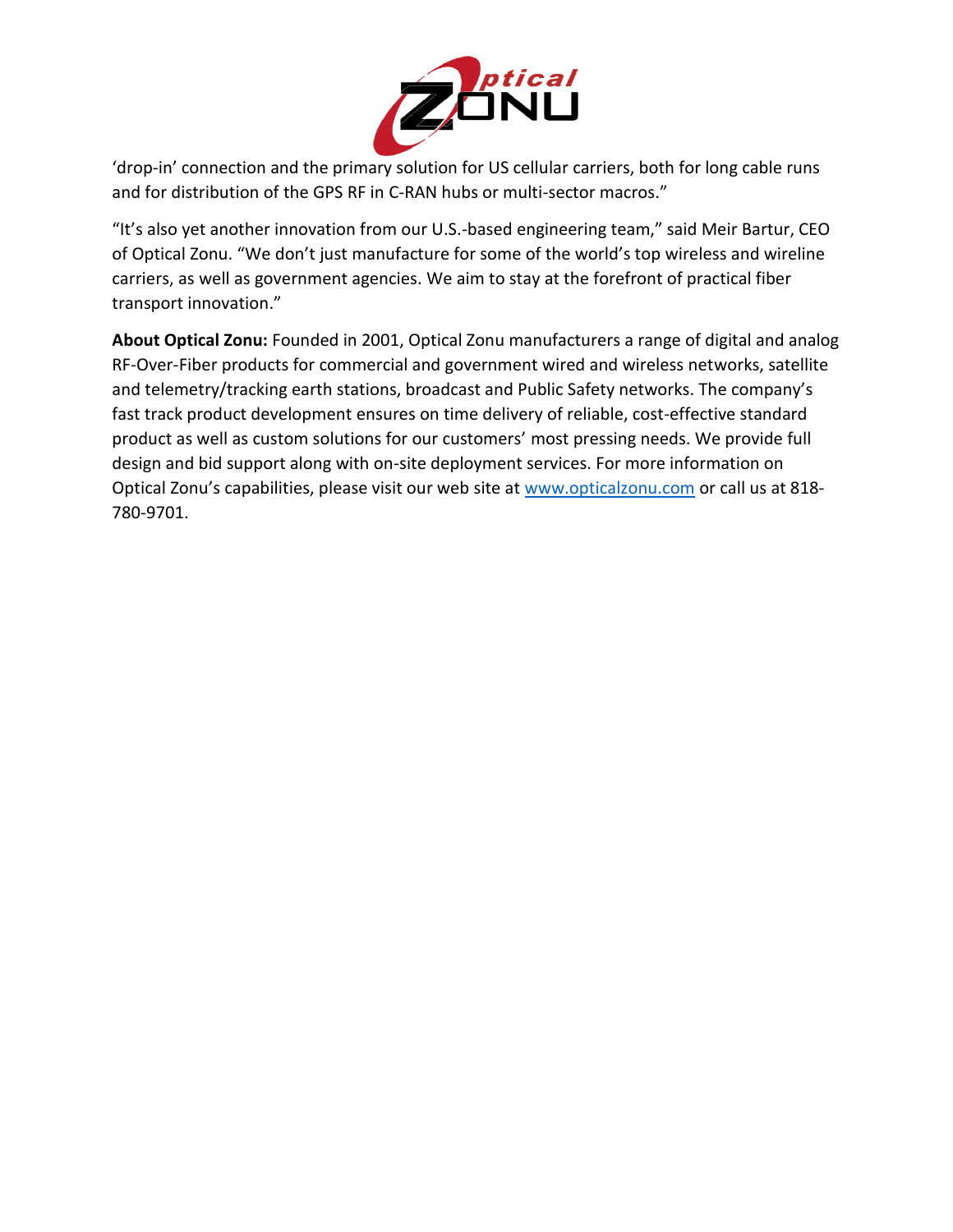'drop-in' connection and the primary solution for US cellular carriers, both for long cable runs and for distribution of the GPS RF in C-RAN hubs or multi-sector macros."

"It's also yet another innovation from our U.S.-based engineering team," said Meir Bartur, CEO of Optical Zonu. "We don't just manufacture for some of the world's top wireless and wireline carriers, as well as government agencies. We aim to stay at the forefront of practical fiber transport innovation."

**About Optical Zonu:** Founded in 2001, Optical Zonu manufacturers a range of digital and analog RF-Over-Fiber products for commercial and government wired and wireless networks, satellite and telemetry/tracking earth stations, broadcast and Public Safety networks. The company's fast track product development ensures on time delivery of reliable, cost-effective standard product as well as custom solutions for our customers' most pressing needs. We provide full design and bid support along with on-site deployment services. For more information on Optical Zonu's capabilities, please visit our web site at [www.opticalzonu.com](http://www.opticalzonu.com) or call us at 818-780-9701.